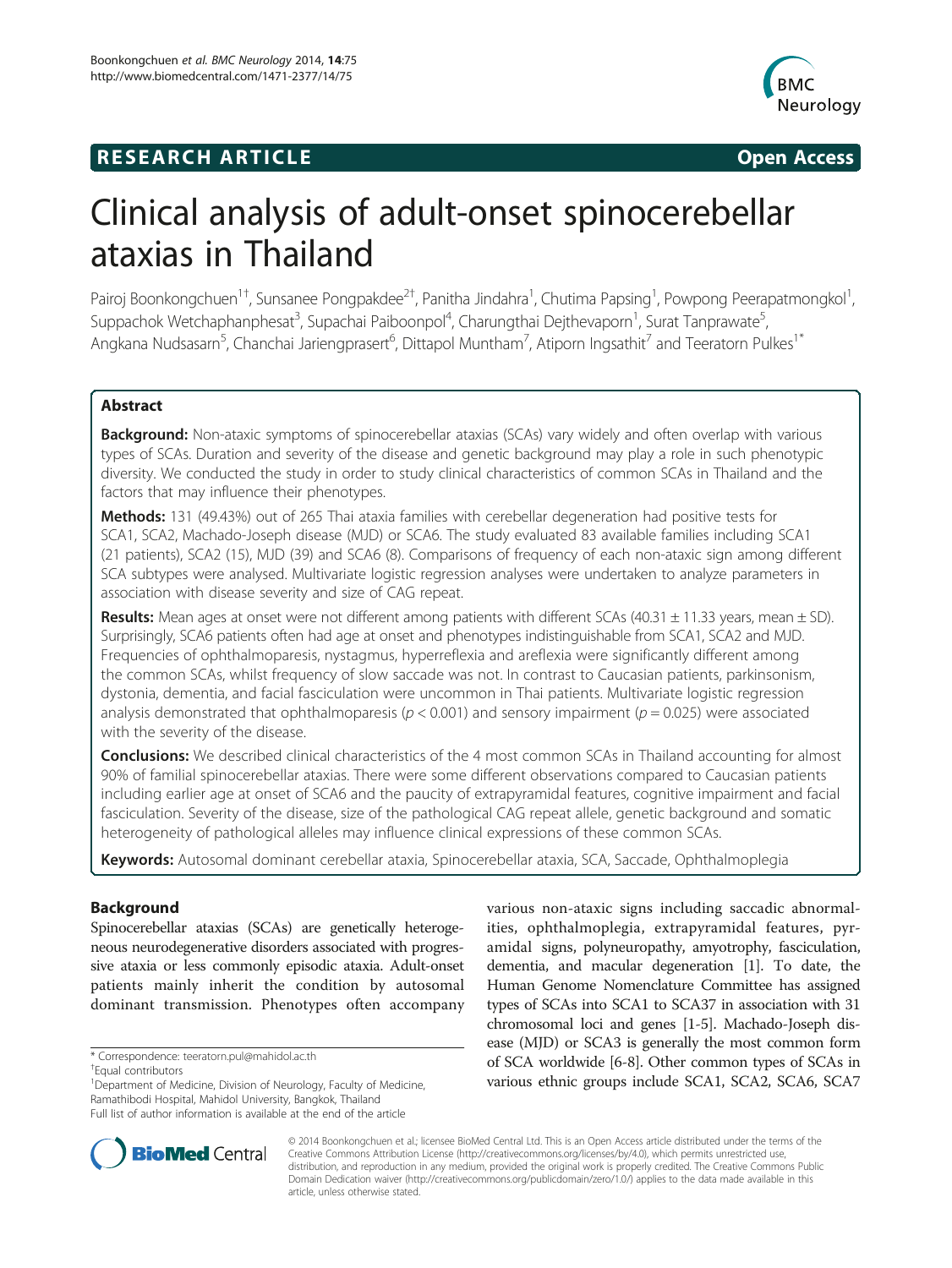**RESEARCH ARTICLE** **Open Access**

# Clinical analysis of adult-onset spinocerebellar ataxias in Thailand

Pairoj Boonkongchuen[1†], Sunsanee Pongpakdee[2†], Panitha Jindahra[1], Chutima Papsing[1], Powpong Peerapatmongkol[1], Suppachok Wetchaphanphesat[3], Supachai Paiboonpol[4], Charungthai Dejthevaporn[1], Surat Tanprawate[5], Angkana Nudsasarn[5], Chanchai Jariengprasert[6], Dittapol Muntham[7], Atiporn Ingsathit[7] and Teeratorn Pulkes[1*]

## Abstract

**Background:** Non-ataxic symptoms of spinocerebellar ataxias (SCAs) vary widely and often overlap with various types of SCAs. Duration and severity of the disease and genetic background may play a role in such phenotypic diversity. We conducted the study in order to study clinical characteristics of common SCAs in Thailand and the factors that may influence their phenotypes.

**Methods:** 131 (49.43%) out of 265 Thai ataxia families with cerebellar degeneration had positive tests for SCA1, SCA2, Machado-Joseph disease (MJD) or SCA6. The study evaluated 83 available families including SCA1 (21 patients), SCA2 (15), MJD (39) and SCA6 (8). Comparisons of frequency of each non-ataxic sign among different SCA subtypes were analysed. Multivariate logistic regression analyses were undertaken to analyze parameters in association with disease severity and size of CAG repeat.

**Results:** Mean ages at onset were not different among patients with different SCAs (40.31 ± 11.33 years, mean ± SD). Surprisingly, SCA6 patients often had age at onset and phenotypes indistinguishable from SCA1, SCA2 and MJD. Frequencies of ophthalmoparesis, nystagmus, hyperreflexia and areflexia were significantly different among the common SCAs, whilst frequency of slow saccade was not. In contrast to Caucasian patients, parkinsonism, dystonia, dementia, and facial fasciculation were uncommon in Thai patients. Multivariate logistic regression analysis demonstrated that ophthalmoparesis ($p < 0.001$) and sensory impairment ($p = 0.025$) were associated with the severity of the disease.

**Conclusions:** We described clinical characteristics of the 4 most common SCAs in Thailand accounting for almost 90% of familial spinocerebellar ataxias. There were some different observations compared to Caucasian patients including earlier age at onset of SCA6 and the paucity of extrapyramidal features, cognitive impairment and facial fasciculation. Severity of the disease, size of the pathological CAG repeat allele, genetic background and somatic heterogeneity of pathological alleles may influence clinical expressions of these common SCAs.

**Keywords:** Autosomal dominant cerebellar ataxia, Spinocerebellar ataxia, SCA, Saccade, Ophthalmoplegia

## Background

Spinocerebellar ataxias (SCAs) are genetically heterogeneous neurodegenerative disorders associated with progressive ataxia or less commonly episodic ataxia. Adult-onset patients mainly inherit the condition by autosomal dominant transmission. Phenotypes often accompany various non-ataxic signs including saccadic abnormalities, ophthalmoplegia, extrapyramidal features, pyramidal signs, polyneuropathy, amyotrophy, fasciculation, dementia, and macular degeneration [1]. To date, the Human Genome Nomenclature Committee has assigned types of SCAs into SCA1 to SCA37 in association with 31 chromosomal loci and genes [1-5]. Machado-Joseph disease (MJD) or SCA3 is generally the most common form of SCA worldwide [6-8]. Other common types of SCAs in various ethnic groups include SCA1, SCA2, SCA6, SCA7

\* Correspondence: teeratorn.pul@mahidol.ac.th

†Equal contributors

[1]Department of Medicine, Division of Neurology, Faculty of Medicine, Ramathibodi Hospital, Mahidol University, Bangkok, Thailand

Full list of author information is available at the end of the article

© 2014 Boonkongchuen et al.; licensee BioMed Central Ltd. This is an Open Access article distributed under the terms of the Creative Commons Attribution License (http://creativecommons.org/licenses/by/4.0), which permits unrestricted use, distribution, and reproduction in any medium, provided the original work is properly credited. The Creative Commons Public Domain Dedication waiver (http://creativecommons.org/publicdomain/zero/1.0/) applies to the data made available in this article, unless otherwise stated.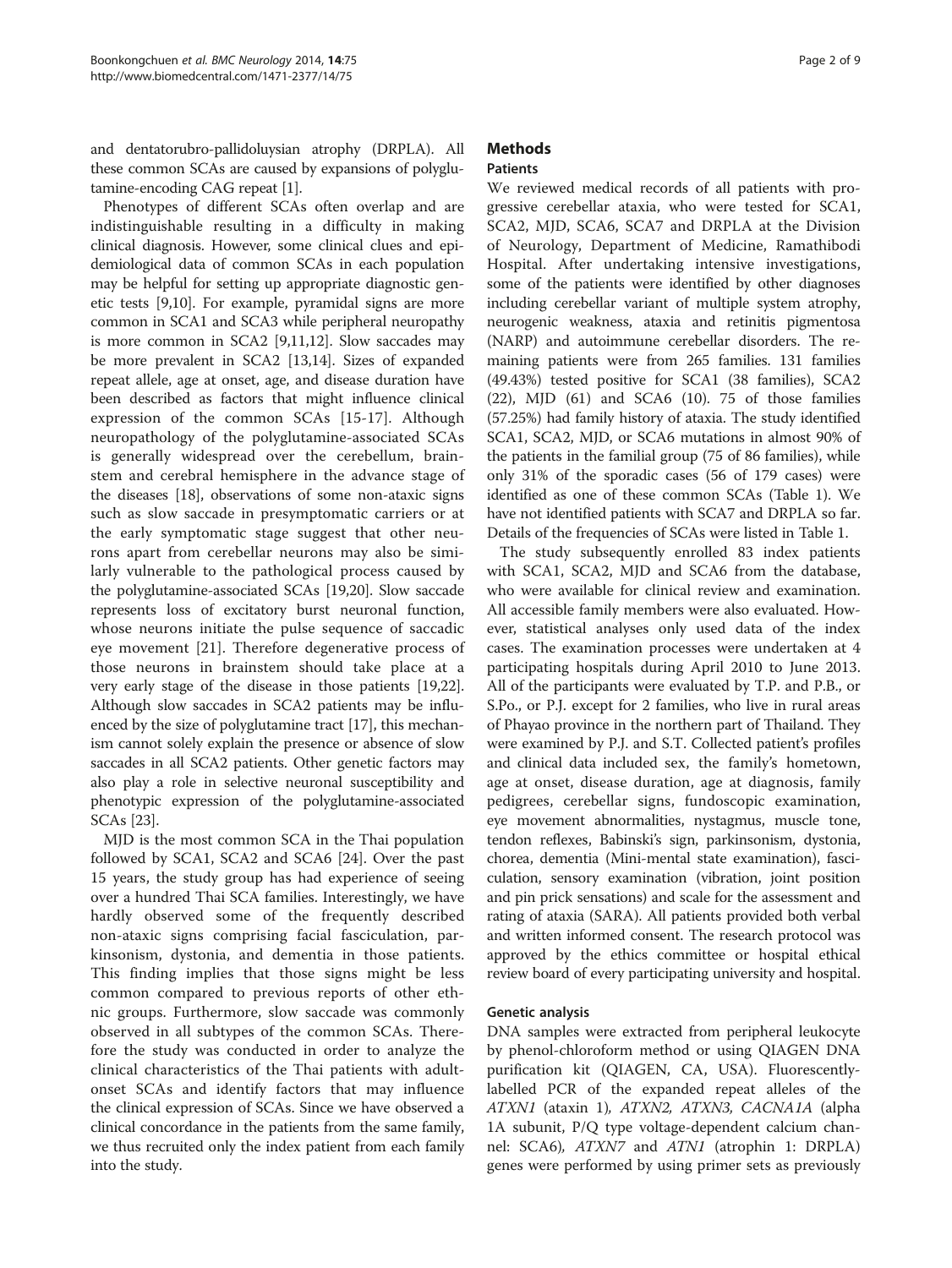and dentatorubro-pallidoluysian atrophy (DRPLA). All these common SCAs are caused by expansions of polyglutamine-encoding CAG repeat [1].

Phenotypes of different SCAs often overlap and are indistinguishable resulting in a difficulty in making clinical diagnosis. However, some clinical clues and epidemiological data of common SCAs in each population may be helpful for setting up appropriate diagnostic genetic tests [9,10]. For example, pyramidal signs are more common in SCA1 and SCA3 while peripheral neuropathy is more common in SCA2 [9,11,12]. Slow saccades may be more prevalent in SCA2 [13,14]. Sizes of expanded repeat allele, age at onset, age, and disease duration have been described as factors that might influence clinical expression of the common SCAs [15-17]. Although neuropathology of the polyglutamine-associated SCAs is generally widespread over the cerebellum, brainstem and cerebral hemisphere in the advance stage of the diseases [18], observations of some non-ataxic signs such as slow saccade in presymptomatic carriers or at the early symptomatic stage suggest that other neurons apart from cerebellar neurons may also be similarly vulnerable to the pathological process caused by the polyglutamine-associated SCAs [19,20]. Slow saccade represents loss of excitatory burst neuronal function, whose neurons initiate the pulse sequence of saccadic eye movement [21]. Therefore degenerative process of those neurons in brainstem should take place at a very early stage of the disease in those patients [19,22]. Although slow saccades in SCA2 patients may be influenced by the size of polyglutamine tract [17], this mechanism cannot solely explain the presence or absence of slow saccades in all SCA2 patients. Other genetic factors may also play a role in selective neuronal susceptibility and phenotypic expression of the polyglutamine-associated SCAs [23].

MJD is the most common SCA in the Thai population followed by SCA1, SCA2 and SCA6 [24]. Over the past 15 years, the study group has had experience of seeing over a hundred Thai SCA families. Interestingly, we have hardly observed some of the frequently described non-ataxic signs comprising facial fasciculation, parkinsonism, dystonia, and dementia in those patients. This finding implies that those signs might be less common compared to previous reports of other ethnic groups. Furthermore, slow saccade was commonly observed in all subtypes of the common SCAs. Therefore the study was conducted in order to analyze the clinical characteristics of the Thai patients with adult-onset SCAs and identify factors that may influence the clinical expression of SCAs. Since we have observed a clinical concordance in the patients from the same family, we thus recruited only the index patient from each family into the study.

# Methods

## Patients

We reviewed medical records of all patients with progressive cerebellar ataxia, who were tested for SCA1, SCA2, MJD, SCA6, SCA7 and DRPLA at the Division of Neurology, Department of Medicine, Ramathibodi Hospital. After undertaking intensive investigations, some of the patients were identified by other diagnoses including cerebellar variant of multiple system atrophy, neurogenic weakness, ataxia and retinitis pigmentosa (NARP) and autoimmune cerebellar disorders. The remaining patients were from 265 families. 131 families (49.43%) tested positive for SCA1 (38 families), SCA2 (22), MJD (61) and SCA6 (10). 75 of those families (57.25%) had family history of ataxia. The study identified SCA1, SCA2, MJD, or SCA6 mutations in almost 90% of the patients in the familial group (75 of 86 families), while only 31% of the sporadic cases (56 of 179 cases) were identified as one of these common SCAs (Table 1). We have not identified patients with SCA7 and DRPLA so far. Details of the frequencies of SCAs were listed in Table 1.

The study subsequently enrolled 83 index patients with SCA1, SCA2, MJD and SCA6 from the database, who were available for clinical review and examination. All accessible family members were also evaluated. However, statistical analyses only used data of the index cases. The examination processes were undertaken at 4 participating hospitals during April 2010 to June 2013. All of the participants were evaluated by T.P. and P.B., or S.Po., or P.J. except for 2 families, who live in rural areas of Phayao province in the northern part of Thailand. They were examined by P.J. and S.T. Collected patient's profiles and clinical data included sex, the family's hometown, age at onset, disease duration, age at diagnosis, family pedigrees, cerebellar signs, fundoscopic examination, eye movement abnormalities, nystagmus, muscle tone, tendon reflexes, Babinski's sign, parkinsonism, dystonia, chorea, dementia (Mini-mental state examination), fasciculation, sensory examination (vibration, joint position and pin prick sensations) and scale for the assessment and rating of ataxia (SARA). All patients provided both verbal and written informed consent. The research protocol was approved by the ethics committee or hospital ethical review board of every participating university and hospital.

### Genetic analysis

DNA samples were extracted from peripheral leukocyte by phenol-chloroform method or using QIAGEN DNA purification kit (QIAGEN, CA, USA). Fluorescently-labelled PCR of the expanded repeat alleles of the *ATXN1* (ataxin 1), *ATXN2*, *ATXN3*, *CACNA1A* (alpha 1A subunit, P/Q type voltage-dependent calcium channel: SCA6), *ATXN7* and *ATN1* (atrophin 1: DRPLA) genes were performed by using primer sets as previously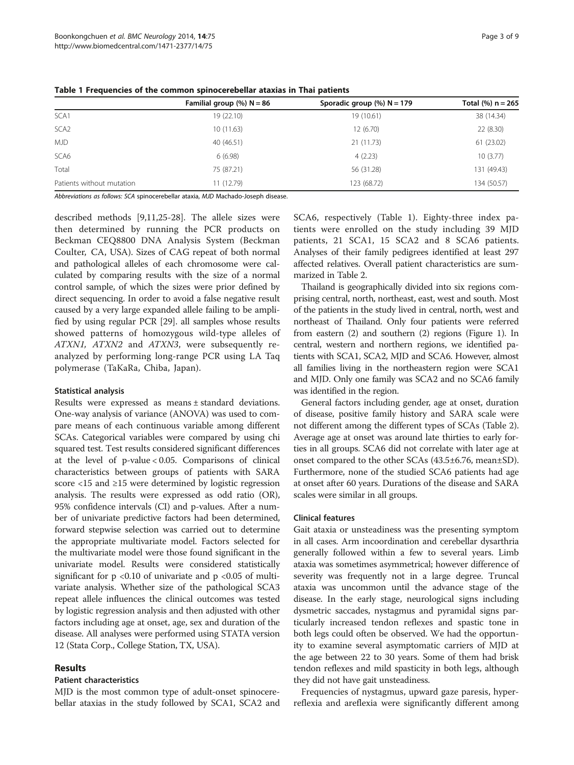**Table 1 Frequencies of the common spinocerebellar ataxias in Thai patients**

| | Familial group (%) N = 86 | Sporadic group (%) N = 179 | Total (%) n = 265 |
|---|---|---|---|
| SCA1 | 19 (22.10) | 19 (10.61) | 38 (14.34) |
| SCA2 | 10 (11.63) | 12 (6.70) | 22 (8.30) |
| MJD | 40 (46.51) | 21 (11.73) | 61 (23.02) |
| SCA6 | 6 (6.98) | 4 (2.23) | 10 (3.77) |
| Total | 75 (87.21) | 56 (31.28) | 131 (49.43) |
| Patients without mutation | 11 (12.79) | 123 (68.72) | 134 (50.57) |

*Abbreviations as follows: SCA spinocerebellar ataxia, MJD Machado-Joseph disease.*

described methods [9,11,25-28]. The allele sizes were then determined by running the PCR products on Beckman CEQ8800 DNA Analysis System (Beckman Coulter, CA, USA). Sizes of CAG repeat of both normal and pathological alleles of each chromosome were calculated by comparing results with the size of a normal control sample, of which the sizes were prior defined by direct sequencing. In order to avoid a false negative result caused by a very large expanded allele failing to be amplified by using regular PCR [29]. all samples whose results showed patterns of homozygous wild-type alleles of *ATXN1*, *ATXN2* and *ATXN3*, were subsequently reanalyzed by performing long-range PCR using LA Taq polymerase (TaKaRa, Chiba, Japan).

### Statistical analysis

Results were expressed as means ± standard deviations. One-way analysis of variance (ANOVA) was used to compare means of each continuous variable among different SCAs. Categorical variables were compared by using chi squared test. Test results considered significant differences at the level of p-value < 0.05. Comparisons of clinical characteristics between groups of patients with SARA score <15 and ≥15 were determined by logistic regression analysis. The results were expressed as odd ratio (OR), 95% confidence intervals (CI) and p-values. After a number of univariate predictive factors had been determined, forward stepwise selection was carried out to determine the appropriate multivariate model. Factors selected for the multivariate model were those found significant in the univariate model. Results were considered statistically significant for p <0.10 of univariate and p <0.05 of multivariate analysis. Whether size of the pathological SCA3 repeat allele influences the clinical outcomes was tested by logistic regression analysis and then adjusted with other factors including age at onset, age, sex and duration of the disease. All analyses were performed using STATA version 12 (Stata Corp., College Station, TX, USA).

## Results

### Patient characteristics

MJD is the most common type of adult-onset spinocerebellar ataxias in the study followed by SCA1, SCA2 and SCA6, respectively (Table 1). Eighty-three index patients were enrolled on the study including 39 MJD patients, 21 SCA1, 15 SCA2 and 8 SCA6 patients. Analyses of their family pedigrees identified at least 297 affected relatives. Overall patient characteristics are summarized in Table 2.

Thailand is geographically divided into six regions comprising central, north, northeast, east, west and south. Most of the patients in the study lived in central, north, west and northeast of Thailand. Only four patients were referred from eastern (2) and southern (2) regions (Figure 1). In central, western and northern regions, we identified patients with SCA1, SCA2, MJD and SCA6. However, almost all families living in the northeastern region were SCA1 and MJD. Only one family was SCA2 and no SCA6 family was identified in the region.

General factors including gender, age at onset, duration of disease, positive family history and SARA scale were not different among the different types of SCAs (Table 2). Average age at onset was around late thirties to early forties in all groups. SCA6 did not correlate with later age at onset compared to the other SCAs (43.5±6.76, mean±SD). Furthermore, none of the studied SCA6 patients had age at onset after 60 years. Durations of the disease and SARA scales were similar in all groups.

### Clinical features

Gait ataxia or unsteadiness was the presenting symptom in all cases. Arm incoordination and cerebellar dysarthria generally followed within a few to several years. Limb ataxia was sometimes asymmetrical; however difference of severity was frequently not in a large degree. Truncal ataxia was uncommon until the advance stage of the disease. In the early stage, neurological signs including dysmetric saccades, nystagmus and pyramidal signs particularly increased tendon reflexes and spastic tone in both legs could often be observed. We had the opportunity to examine several asymptomatic carriers of MJD at the age between 22 to 30 years. Some of them had brisk tendon reflexes and mild spasticity in both legs, although they did not have gait unsteadiness.

Frequencies of nystagmus, upward gaze paresis, hyperreflexia and areflexia were significantly different among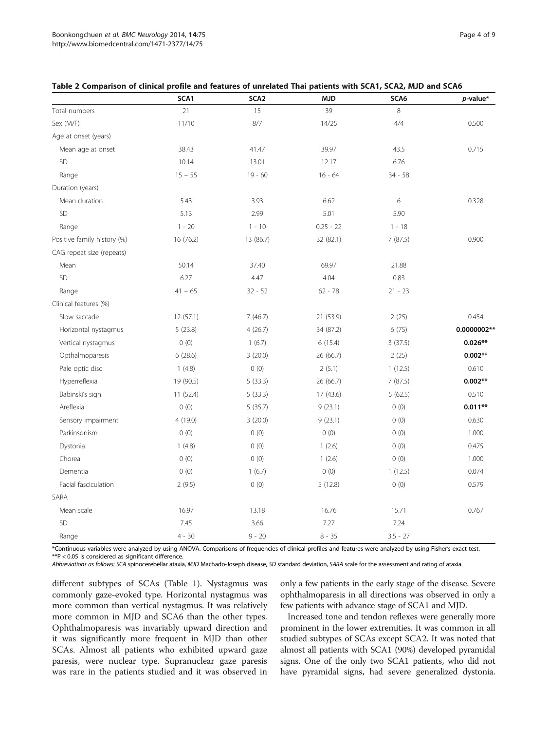**Table 2 Comparison of clinical profile and features of unrelated Thai patients with SCA1, SCA2, MJD and SCA6**

| | SCA1 | SCA2 | MJD | SCA6 | *p*-value* |
|---|---|---|---|---|---|
| Total numbers | 21 | 15 | 39 | 8 | |
| Sex (M/F) | 11/10 | 8/7 | 14/25 | 4/4 | 0.500 |
| Age at onset (years) | | | | | |
| Mean age at onset | 38.43 | 41.47 | 39.97 | 43.5 | 0.715 |
| SD | 10.14 | 13.01 | 12.17 | 6.76 | |
| Range | 15 – 55 | 19 - 60 | 16 - 64 | 34 - 58 | |
| Duration (years) | | | | | |
| Mean duration | 5.43 | 3.93 | 6.62 | 6 | 0.328 |
| SD | 5.13 | 2.99 | 5.01 | 5.90 | |
| Range | 1 - 20 | 1 - 10 | 0.25 - 22 | 1 - 18 | |
| Positive family history (%) | 16 (76.2) | 13 (86.7) | 32 (82.1) | 7 (87.5) | 0.900 |
| CAG repeat size (repeats) | | | | | |
| Mean | 50.14 | 37.40 | 69.97 | 21.88 | |
| SD | 6.27 | 4.47 | 4.04 | 0.83 | |
| Range | 41 – 65 | 32 - 52 | 62 - 78 | 21 - 23 | |
| Clinical features (%) | | | | | |
| Slow saccade | 12 (57.1) | 7 (46.7) | 21 (53.9) | 2 (25) | 0.454 |
| Horizontal nystagmus | 5 (23.8) | 4 (26.7) | 34 (87.2) | 6 (75) | **0.0000002**** |
| Vertical nystagmus | 0 (0) | 1 (6.7) | 6 (15.4) | 3 (37.5) | **0.026**** |
| Opthalmoparesis | 6 (28.6) | 3 (20.0) | 26 (66.7) | 2 (25) | **0.002**** |
| Pale optic disc | 1 (4.8) | 0 (0) | 2 (5.1) | 1 (12.5) | 0.610 |
| Hyperreflexia | 19 (90.5) | 5 (33.3) | 26 (66.7) | 7 (87.5) | **0.002**** |
| Babinski's sign | 11 (52.4) | 5 (33.3) | 17 (43.6) | 5 (62.5) | 0.510 |
| Areflexia | 0 (0) | 5 (35.7) | 9 (23.1) | 0 (0) | **0.011**** |
| Sensory impairment | 4 (19.0) | 3 (20.0) | 9 (23.1) | 0 (0) | 0.630 |
| Parkinsonism | 0 (0) | 0 (0) | 0 (0) | 0 (0) | 1.000 |
| Dystonia | 1 (4.8) | 0 (0) | 1 (2.6) | 0 (0) | 0.475 |
| Chorea | 0 (0) | 0 (0) | 1 (2.6) | 0 (0) | 1.000 |
| Dementia | 0 (0) | 1 (6.7) | 0 (0) | 1 (12.5) | 0.074 |
| Facial fasciculation | 2 (9.5) | 0 (0) | 5 (12.8) | 0 (0) | 0.579 |
| SARA | | | | | |
| Mean scale | 16.97 | 13.18 | 16.76 | 15.71 | 0.767 |
| SD | 7.45 | 3.66 | 7.27 | 7.24 | |
| Range | 4 - 30 | 9 - 20 | 8 - 35 | 3.5 - 27 | |

*Continuous variables were analyzed by using ANOVA. Comparisons of frequencies of clinical profiles and features were analyzed by using Fisher's exact test.
**P < 0.05 is considered as significant difference.
*Abbreviations as follows: SCA* spinocerebellar ataxia, *MJD* Machado-Joseph disease, *SD* standard deviation, *SARA* scale for the assessment and rating of ataxia.

different subtypes of SCAs (Table 1). Nystagmus was commonly gaze-evoked type. Horizontal nystagmus was more common than vertical nystagmus. It was relatively more common in MJD and SCA6 than the other types. Ophthalmoparesis was invariably upward direction and it was significantly more frequent in MJD than other SCAs. Almost all patients who exhibited upward gaze paresis, were nuclear type. Supranuclear gaze paresis was rare in the patients studied and it was observed in only a few patients in the early stage of the disease. Severe ophthalmoparesis in all directions was observed in only a few patients with advance stage of SCA1 and MJD.

Increased tone and tendon reflexes were generally more prominent in the lower extremities. It was common in all studied subtypes of SCAs except SCA2. It was noted that almost all patients with SCA1 (90%) developed pyramidal signs. One of the only two SCA1 patients, who did not have pyramidal signs, had severe generalized dystonia.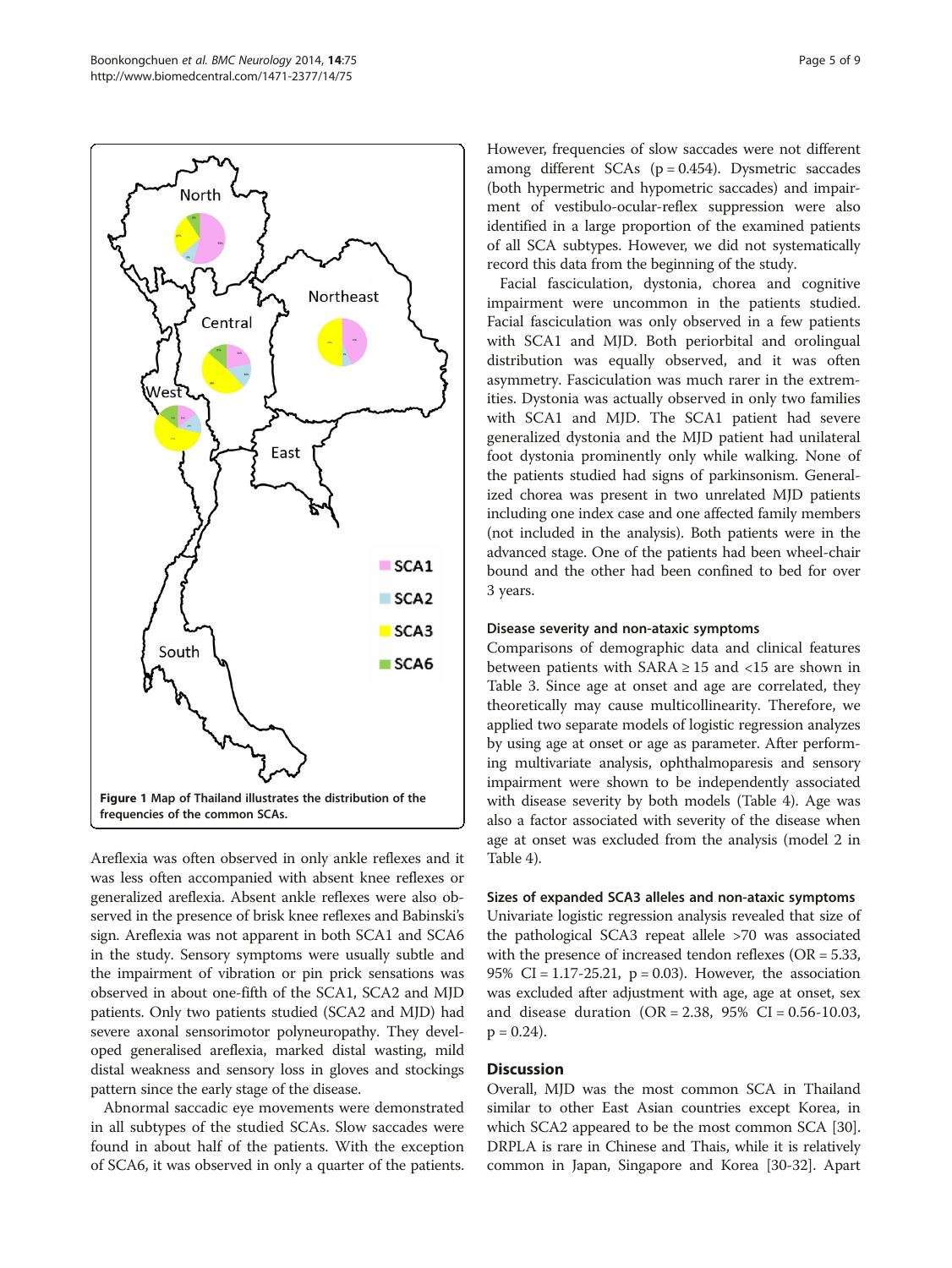Figure 1 Map of Thailand illustrates the distribution of the frequencies of the common SCAs.

Areflexia was often observed in only ankle reflexes and it was less often accompanied with absent knee reflexes or generalized areflexia. Absent ankle reflexes were also observed in the presence of brisk knee reflexes and Babinski's sign. Areflexia was not apparent in both SCA1 and SCA6 in the study. Sensory symptoms were usually subtle and the impairment of vibration or pin prick sensations was observed in about one-fifth of the SCA1, SCA2 and MJD patients. Only two patients studied (SCA2 and MJD) had severe axonal sensorimotor polyneuropathy. They developed generalised areflexia, marked distal wasting, mild distal weakness and sensory loss in gloves and stockings pattern since the early stage of the disease.

Abnormal saccadic eye movements were demonstrated in all subtypes of the studied SCAs. Slow saccades were found in about half of the patients. With the exception of SCA6, it was observed in only a quarter of the patients. However, frequencies of slow saccades were not different among different SCAs ($p = 0.454$). Dysmetric saccades (both hypermetric and hypometric saccades) and impairment of vestibulo-ocular-reflex suppression were also identified in a large proportion of the examined patients of all SCA subtypes. However, we did not systematically record this data from the beginning of the study.

Facial fasciculation, dystonia, chorea and cognitive impairment were uncommon in the patients studied. Facial fasciculation was only observed in a few patients with SCA1 and MJD. Both periorbital and orolingual distribution was equally observed, and it was often asymmetry. Fasciculation was much rarer in the extremities. Dystonia was actually observed in only two families with SCA1 and MJD. The SCA1 patient had severe generalized dystonia and the MJD patient had unilateral foot dystonia prominently only while walking. None of the patients studied had signs of parkinsonism. Generalized chorea was present in two unrelated MJD patients including one index case and one affected family members (not included in the analysis). Both patients were in the advanced stage. One of the patients had been wheel-chair bound and the other had been confined to bed for over 3 years.

### Disease severity and non-ataxic symptoms

Comparisons of demographic data and clinical features between patients with SARA ≥ 15 and <15 are shown in Table 3. Since age at onset and age are correlated, they theoretically may cause multicollinearity. Therefore, we applied two separate models of logistic regression analyzes by using age at onset or age as parameter. After performing multivariate analysis, ophthalmoparesis and sensory impairment were shown to be independently associated with disease severity by both models (Table 4). Age was also a factor associated with severity of the disease when age at onset was excluded from the analysis (model 2 in Table 4).

### Sizes of expanded SCA3 alleles and non-ataxic symptoms

Univariate logistic regression analysis revealed that size of the pathological SCA3 repeat allele >70 was associated with the presence of increased tendon reflexes (OR = 5.33, 95% CI = 1.17-25.21, $p = 0.03$). However, the association was excluded after adjustment with age, age at onset, sex and disease duration (OR = 2.38, 95% CI = 0.56-10.03, $p = 0.24$).

## Discussion

Overall, MJD was the most common SCA in Thailand similar to other East Asian countries except Korea, in which SCA2 appeared to be the most common SCA [30]. DRPLA is rare in Chinese and Thais, while it is relatively common in Japan, Singapore and Korea [30-32]. Apart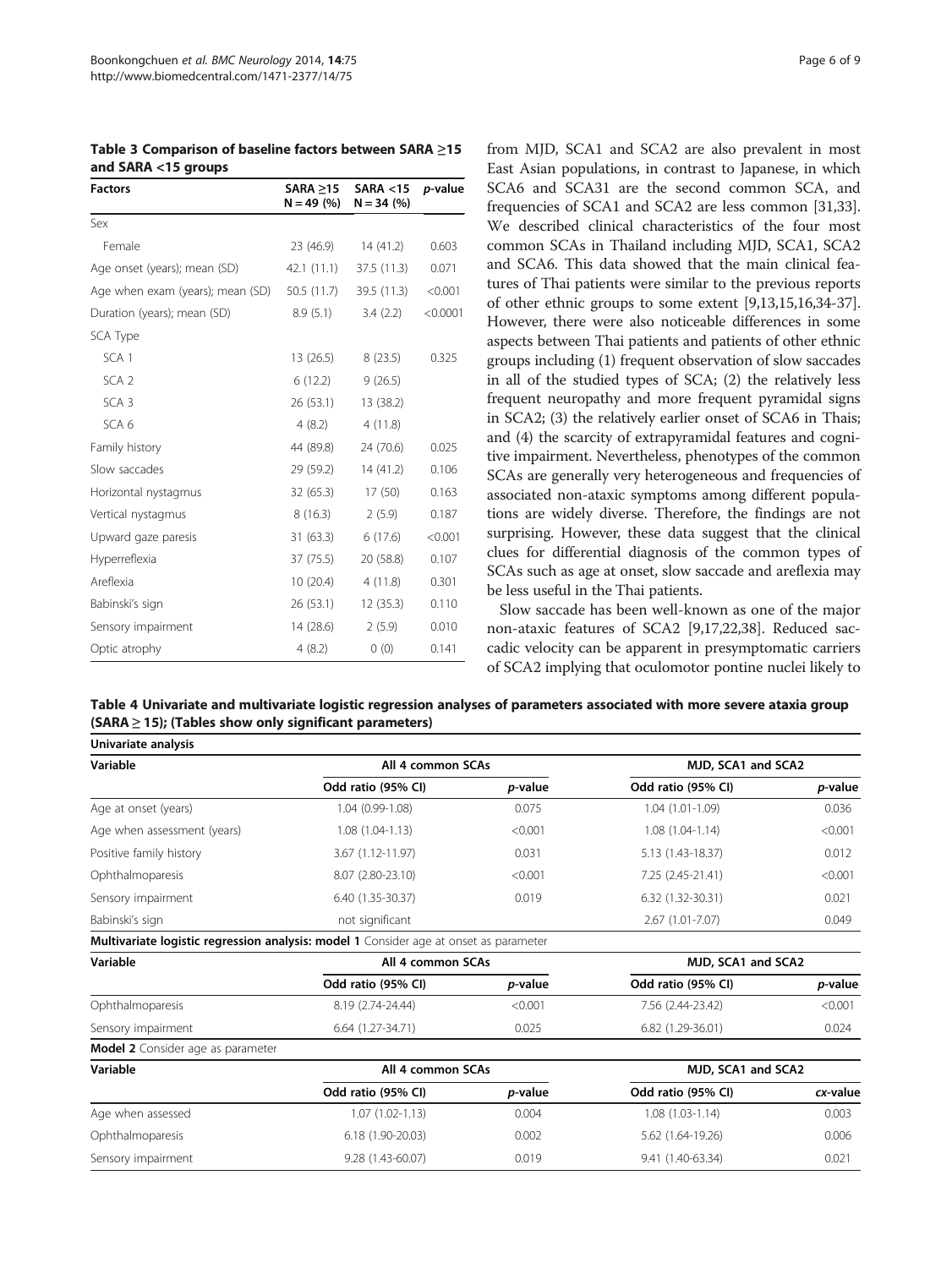**Table 3 Comparison of baseline factors between SARA ≥15 and SARA <15 groups**

| Factors | SARA ≥15 N = 49 (%) | SARA <15 N = 34 (%) | *p*-value |
|---|---|---|---|
| Sex | | | |
| Female | 23 (46.9) | 14 (41.2) | 0.603 |
| Age onset (years); mean (SD) | 42.1 (11.1) | 37.5 (11.3) | 0.071 |
| Age when exam (years); mean (SD) | 50.5 (11.7) | 39.5 (11.3) | <0.001 |
| Duration (years); mean (SD) | 8.9 (5.1) | 3.4 (2.2) | <0.0001 |
| SCA Type | | | |
| SCA 1 | 13 (26.5) | 8 (23.5) | 0.325 |
| SCA 2 | 6 (12.2) | 9 (26.5) | |
| SCA 3 | 26 (53.1) | 13 (38.2) | |
| SCA 6 | 4 (8.2) | 4 (11.8) | |
| Family history | 44 (89.8) | 24 (70.6) | 0.025 |
| Slow saccades | 29 (59.2) | 14 (41.2) | 0.106 |
| Horizontal nystagmus | 32 (65.3) | 17 (50) | 0.163 |
| Vertical nystagmus | 8 (16.3) | 2 (5.9) | 0.187 |
| Upward gaze paresis | 31 (63.3) | 6 (17.6) | <0.001 |
| Hyperreflexia | 37 (75.5) | 20 (58.8) | 0.107 |
| Areflexia | 10 (20.4) | 4 (11.8) | 0.301 |
| Babinski's sign | 26 (53.1) | 12 (35.3) | 0.110 |
| Sensory impairment | 14 (28.6) | 2 (5.9) | 0.010 |
| Optic atrophy | 4 (8.2) | 0 (0) | 0.141 |

from MJD, SCA1 and SCA2 are also prevalent in most East Asian populations, in contrast to Japanese, in which SCA6 and SCA31 are the second common SCA, and frequencies of SCA1 and SCA2 are less common [31,33]. We described clinical characteristics of the four most common SCAs in Thailand including MJD, SCA1, SCA2 and SCA6. This data showed that the main clinical features of Thai patients were similar to the previous reports of other ethnic groups to some extent [9,13,15,16,34-37]. However, there were also noticeable differences in some aspects between Thai patients and patients of other ethnic groups including (1) frequent observation of slow saccades in all of the studied types of SCA; (2) the relatively less frequent neuropathy and more frequent pyramidal signs in SCA2; (3) the relatively earlier onset of SCA6 in Thais; and (4) the scarcity of extrapyramidal features and cognitive impairment. Nevertheless, phenotypes of the common SCAs are generally very heterogeneous and frequencies of associated non-ataxic symptoms among different populations are widely diverse. Therefore, the findings are not surprising. However, these data suggest that the clinical clues for differential diagnosis of the common types of SCAs such as age at onset, slow saccade and areflexia may be less useful in the Thai patients.

Slow saccade has been well-known as one of the major non-ataxic features of SCA2 [9,17,22,38]. Reduced saccadic velocity can be apparent in presymptomatic carriers of SCA2 implying that oculomotor pontine nuclei likely to

**Table 4 Univariate and multivariate logistic regression analyses of parameters associated with more severe ataxia group (SARA ≥ 15); (Tables show only significant parameters)**

| **Univariate analysis** | | | | |
|---|---|---|---|---|
| **Variable** | **All 4 common SCAs** | | **MJD, SCA1 and SCA2** | |
| | **Odd ratio (95% CI)** | ***p*-value** | **Odd ratio (95% CI)** | ***p*-value** |
| Age at onset (years) | 1.04 (0.99-1.08) | 0.075 | 1.04 (1.01-1.09) | 0.036 |
| Age when assessment (years) | 1.08 (1.04-1.13) | <0.001 | 1.08 (1.04-1.14) | <0.001 |
| Positive family history | 3.67 (1.12-11.97) | 0.031 | 5.13 (1.43-18.37) | 0.012 |
| Ophthalmoparesis | 8.07 (2.80-23.10) | <0.001 | 7.25 (2.45-21.41) | <0.001 |
| Sensory impairment | 6.40 (1.35-30.37) | 0.019 | 6.32 (1.32-30.31) | 0.021 |
| Babinski's sign | not significant | | 2.67 (1.01-7.07) | 0.049 |
| **Multivariate logistic regression analysis: model 1** Consider age at onset as parameter | | | | |
| **Variable** | **All 4 common SCAs** | | **MJD, SCA1 and SCA2** | |
| | **Odd ratio (95% CI)** | ***p*-value** | **Odd ratio (95% CI)** | ***p*-value** |
| Ophthalmoparesis | 8.19 (2.74-24.44) | <0.001 | 7.56 (2.44-23.42) | <0.001 |
| Sensory impairment | 6.64 (1.27-34.71) | 0.025 | 6.82 (1.29-36.01) | 0.024 |
| **Model 2** Consider age as parameter | | | | |
| **Variable** | **All 4 common SCAs** | | **MJD, SCA1 and SCA2** | |
| | **Odd ratio (95% CI)** | ***p*-value** | **Odd ratio (95% CI)** | ***cx*-value** |
| Age when assessed | 1.07 (1.02-1.13) | 0.004 | 1.08 (1.03-1.14) | 0.003 |
| Ophthalmoparesis | 6.18 (1.90-20.03) | 0.002 | 5.62 (1.64-19.26) | 0.006 |
| Sensory impairment | 9.28 (1.43-60.07) | 0.019 | 9.41 (1.40-63.34) | 0.021 |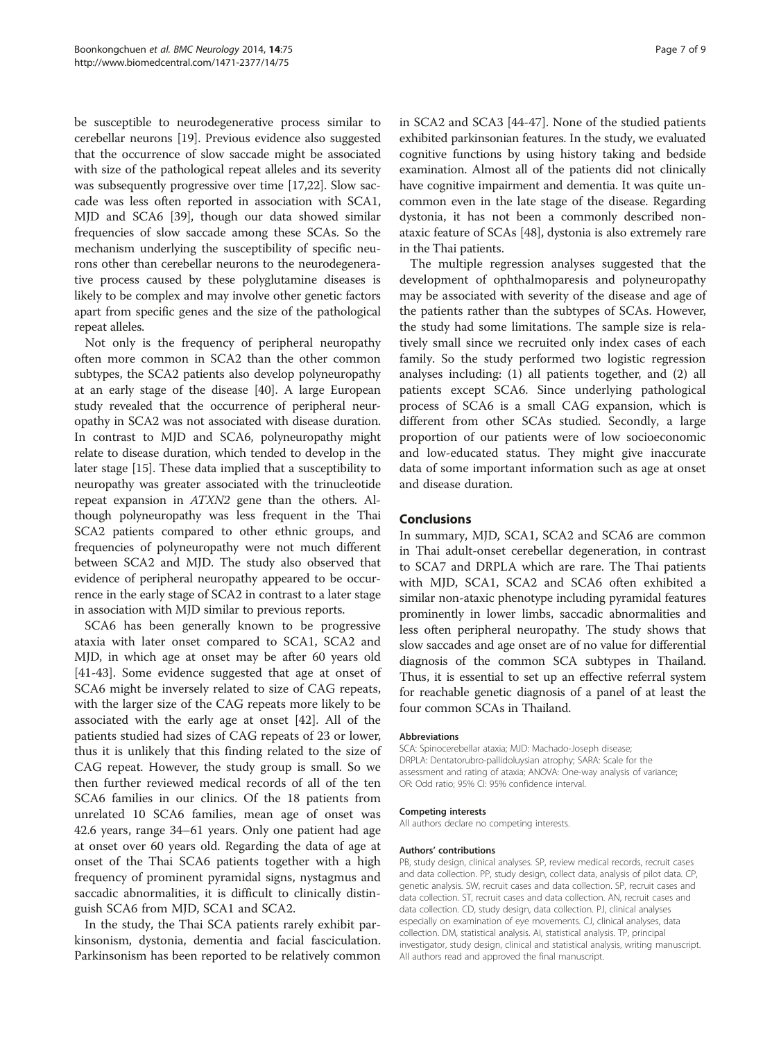be susceptible to neurodegenerative process similar to cerebellar neurons [19]. Previous evidence also suggested that the occurrence of slow saccade might be associated with size of the pathological repeat alleles and its severity was subsequently progressive over time [17,22]. Slow saccade was less often reported in association with SCA1, MJD and SCA6 [39], though our data showed similar frequencies of slow saccade among these SCAs. So the mechanism underlying the susceptibility of specific neurons other than cerebellar neurons to the neurodegenerative process caused by these polyglutamine diseases is likely to be complex and may involve other genetic factors apart from specific genes and the size of the pathological repeat alleles.

Not only is the frequency of peripheral neuropathy often more common in SCA2 than the other common subtypes, the SCA2 patients also develop polyneuropathy at an early stage of the disease [40]. A large European study revealed that the occurrence of peripheral neuropathy in SCA2 was not associated with disease duration. In contrast to MJD and SCA6, polyneuropathy might relate to disease duration, which tended to develop in the later stage [15]. These data implied that a susceptibility to neuropathy was greater associated with the trinucleotide repeat expansion in *ATXN2* gene than the others. Although polyneuropathy was less frequent in the Thai SCA2 patients compared to other ethnic groups, and frequencies of polyneuropathy were not much different between SCA2 and MJD. The study also observed that evidence of peripheral neuropathy appeared to be occurrence in the early stage of SCA2 in contrast to a later stage in association with MJD similar to previous reports.

SCA6 has been generally known to be progressive ataxia with later onset compared to SCA1, SCA2 and MJD, in which age at onset may be after 60 years old [41-43]. Some evidence suggested that age at onset of SCA6 might be inversely related to size of CAG repeats, with the larger size of the CAG repeats more likely to be associated with the early age at onset [42]. All of the patients studied had sizes of CAG repeats of 23 or lower, thus it is unlikely that this finding related to the size of CAG repeat. However, the study group is small. So we then further reviewed medical records of all of the ten SCA6 families in our clinics. Of the 18 patients from unrelated 10 SCA6 families, mean age of onset was 42.6 years, range 34–61 years. Only one patient had age at onset over 60 years old. Regarding the data of age at onset of the Thai SCA6 patients together with a high frequency of prominent pyramidal signs, nystagmus and saccadic abnormalities, it is difficult to clinically distinguish SCA6 from MJD, SCA1 and SCA2.

In the study, the Thai SCA patients rarely exhibit parkinsonism, dystonia, dementia and facial fasciculation. Parkinsonism has been reported to be relatively common in SCA2 and SCA3 [44-47]. None of the studied patients exhibited parkinsonian features. In the study, we evaluated cognitive functions by using history taking and bedside examination. Almost all of the patients did not clinically have cognitive impairment and dementia. It was quite uncommon even in the late stage of the disease. Regarding dystonia, it has not been a commonly described non-ataxic feature of SCAs [48], dystonia is also extremely rare in the Thai patients.

The multiple regression analyses suggested that the development of ophthalmoparesis and polyneuropathy may be associated with severity of the disease and age of the patients rather than the subtypes of SCAs. However, the study had some limitations. The sample size is relatively small since we recruited only index cases of each family. So the study performed two logistic regression analyses including: (1) all patients together, and (2) all patients except SCA6. Since underlying pathological process of SCA6 is a small CAG expansion, which is different from other SCAs studied. Secondly, a large proportion of our patients were of low socioeconomic and low-educated status. They might give inaccurate data of some important information such as age at onset and disease duration.

## Conclusions

In summary, MJD, SCA1, SCA2 and SCA6 are common in Thai adult-onset cerebellar degeneration, in contrast to SCA7 and DRPLA which are rare. The Thai patients with MJD, SCA1, SCA2 and SCA6 often exhibited a similar non-ataxic phenotype including pyramidal features prominently in lower limbs, saccadic abnormalities and less often peripheral neuropathy. The study shows that slow saccades and age onset are of no value for differential diagnosis of the common SCA subtypes in Thailand. Thus, it is essential to set up an effective referral system for reachable genetic diagnosis of a panel of at least the four common SCAs in Thailand.

#### Abbreviations

SCA: Spinocerebellar ataxia; MJD: Machado-Joseph disease; DRPLA: Dentatorubro-pallidoluysian atrophy; SARA: Scale for the assessment and rating of ataxia; ANOVA: One-way analysis of variance; OR: Odd ratio; 95% CI: 95% confidence interval.

#### Competing interests

All authors declare no competing interests.

#### Authors' contributions

PB, study design, clinical analyses. SP, review medical records, recruit cases and data collection. PP, study design, collect data, analysis of pilot data. CP, genetic analysis. SW, recruit cases and data collection. SP, recruit cases and data collection. ST, recruit cases and data collection. AN, recruit cases and data collection. CD, study design, data collection. PJ, clinical analyses especially on examination of eye movements. CJ, clinical analyses, data collection. DM, statistical analysis. AI, statistical analysis. TP, principal investigator, study design, clinical and statistical analysis, writing manuscript. All authors read and approved the final manuscript.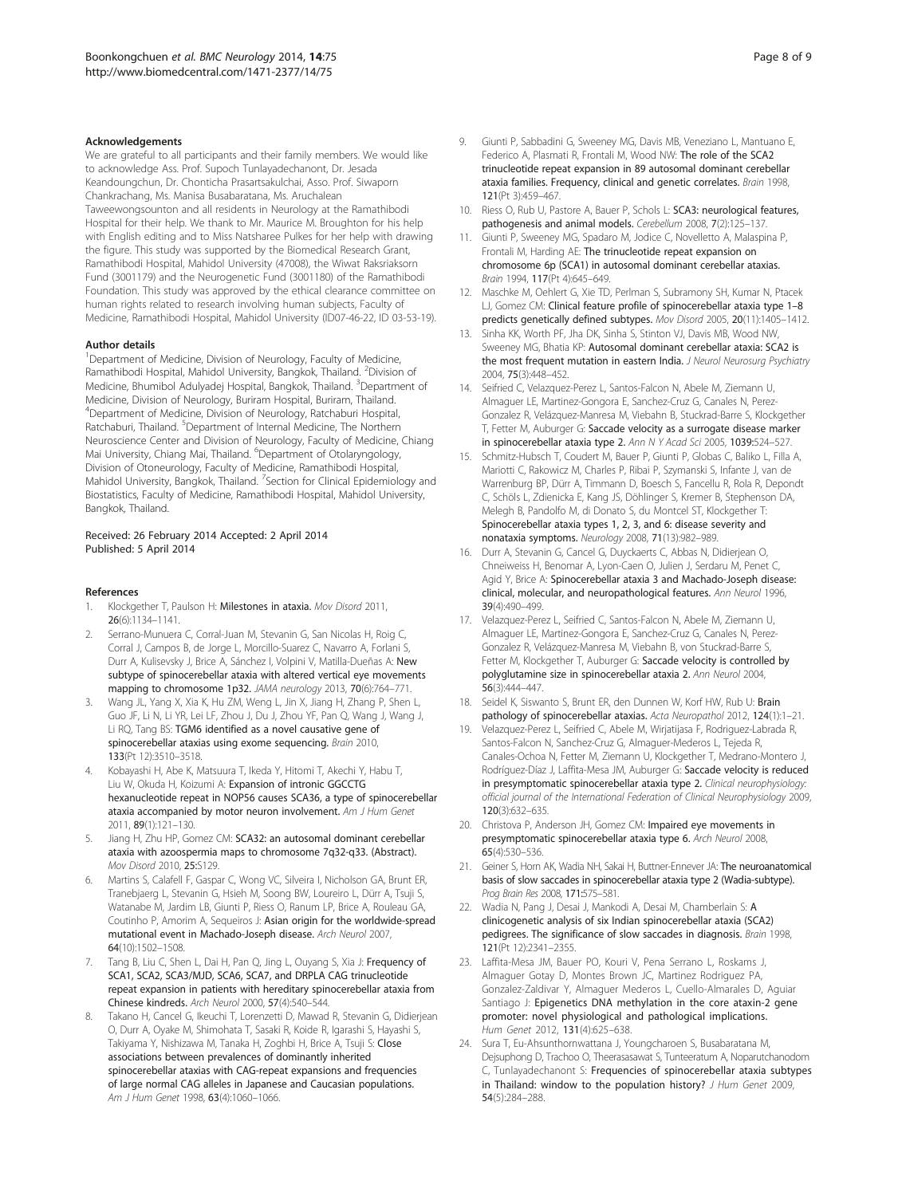## Acknowledgements

We are grateful to all participants and their family members. We would like to acknowledge Ass. Prof. Supoch Tunlayadechanont, Dr. Jesada Keandoungchun, Dr. Chonticha Prasartsakulchai, Asso. Prof. Siwaporn Chankrachang, Ms. Manisa Busabaratana, Ms. Aruchalean Taweewongsounton and all residents in Neurology at the Ramathibodi Hospital for their help. We thank to Mr. Maurice M. Broughton for his help with English editing and to Miss Natsharee Pulkes for her help with drawing the figure. This study was supported by the Biomedical Research Grant, Ramathibodi Hospital, Mahidol University (47008), the Wiwat Raksriaksorn Fund (3001179) and the Neurogenetic Fund (3001180) of the Ramathibodi Foundation. This study was approved by the ethical clearance committee on human rights related to research involving human subjects, Faculty of Medicine, Ramathibodi Hospital, Mahidol University (ID07-46-22, ID 03-53-19).

## Author details

[1]Department of Medicine, Division of Neurology, Faculty of Medicine, Ramathibodi Hospital, Mahidol University, Bangkok, Thailand. [2]Division of Medicine, Bhumibol Adulyadej Hospital, Bangkok, Thailand. [3]Department of Medicine, Division of Neurology, Buriram Hospital, Buriram, Thailand. [4]Department of Medicine, Division of Neurology, Ratchaburi Hospital, Ratchaburi, Thailand. [5]Department of Internal Medicine, The Northern Neuroscience Center and Division of Neurology, Faculty of Medicine, Chiang Mai University, Chiang Mai, Thailand. [6]Department of Otolaryngology, Division of Otoneurology, Faculty of Medicine, Ramathibodi Hospital, Mahidol University, Bangkok, Thailand. [7]Section for Clinical Epidemiology and Biostatistics, Faculty of Medicine, Ramathibodi Hospital, Mahidol University, Bangkok, Thailand.

Received: 26 February 2014 Accepted: 2 April 2014
Published: 5 April 2014

## References

1. Klockgether T, Paulson H: **Milestones in ataxia.** *Mov Disord* 2011, **26**(6):1134–1141.
2. Serrano-Munuera C, Corral-Juan M, Stevanin G, San Nicolas H, Roig C, Corral J, Campos B, de Jorge L, Morcillo-Suarez C, Navarro A, Forlani S, Durr A, Kulisevsky J, Brice A, Sánchez I, Volpini V, Matilla-Dueñas A: **New subtype of spinocerebellar ataxia with altered vertical eye movements mapping to chromosome 1p32.** *JAMA neurology* 2013, **70**(6):764–771.
3. Wang JL, Yang X, Xia K, Hu ZM, Weng L, Jin X, Jiang H, Zhang P, Shen L, Guo JF, Li N, Li YR, Lei LF, Zhou J, Du J, Zhou YF, Pan Q, Wang J, Wang J, Li RQ, Tang BS: **TGM6 identified as a novel causative gene of spinocerebellar ataxias using exome sequencing.** *Brain* 2010, **133**(Pt 12):3510–3518.
4. Kobayashi H, Abe K, Matsuura T, Ikeda Y, Hitomi T, Akechi Y, Habu T, Liu W, Okuda H, Koizumi A: **Expansion of intronic GGCCTG hexanucleotide repeat in NOP56 causes SCA36, a type of spinocerebellar ataxia accompanied by motor neuron involvement.** *Am J Hum Genet* 2011, **89**(1):121–130.
5. Jiang H, Zhu HP, Gomez CM: **SCA32: an autosomal dominant cerebellar ataxia with azoospermia maps to chromosome 7q32-q33. (Abstract).** *Mov Disord* 2010, **25:**S129.
6. Martins S, Calafell F, Gaspar C, Wong VC, Silveira I, Nicholson GA, Brunt ER, Tranebjaerg L, Stevanin G, Hsieh M, Soong BW, Loureiro L, Dürr A, Tsuji S, Watanabe M, Jardim LB, Giunti P, Riess O, Ranum LP, Brice A, Rouleau GA, Coutinho P, Amorim A, Sequeiros J: **Asian origin for the worldwide-spread mutational event in Machado-Joseph disease.** *Arch Neurol* 2007, **64**(10):1502–1508.
7. Tang B, Liu C, Shen L, Dai H, Pan Q, Jing L, Ouyang S, Xia J: **Frequency of SCA1, SCA2, SCA3/MJD, SCA6, SCA7, and DRPLA CAG trinucleotide repeat expansion in patients with hereditary spinocerebellar ataxia from Chinese kindreds.** *Arch Neurol* 2000, **57**(4):540–544.
8. Takano H, Cancel G, Ikeuchi T, Lorenzetti D, Mawad R, Stevanin G, Didierjean O, Durr A, Oyake M, Shimohata T, Sasaki R, Koide R, Igarashi S, Hayashi S, Takiyama Y, Nishizawa M, Tanaka H, Zoghbi H, Brice A, Tsuji S: **Close associations between prevalences of dominantly inherited spinocerebellar ataxias with CAG-repeat expansions and frequencies of large normal CAG alleles in Japanese and Caucasian populations.** *Am J Hum Genet* 1998, **63**(4):1060–1066.
9. Giunti P, Sabbadini G, Sweeney MG, Davis MB, Veneziano L, Mantuano E, Federico A, Plasmati R, Frontali M, Wood NW: **The role of the SCA2 trinucleotide repeat expansion in 89 autosomal dominant cerebellar ataxia families. Frequency, clinical and genetic correlates.** *Brain* 1998, **121**(Pt 3):459–467.
10. Riess O, Rub U, Pastore A, Bauer P, Schols L: **SCA3: neurological features, pathogenesis and animal models.** *Cerebellum* 2008, **7**(2):125–137.
11. Giunti P, Sweeney MG, Spadaro M, Jodice C, Novelletto A, Malaspina P, Frontali M, Harding AE: **The trinucleotide repeat expansion on chromosome 6p (SCA1) in autosomal dominant cerebellar ataxias.** *Brain* 1994, **117**(Pt 4):645–649.
12. Maschke M, Oehlert G, Xie TD, Perlman S, Subramony SH, Kumar N, Ptacek LJ, Gomez CM: **Clinical feature profile of spinocerebellar ataxia type 1–8 predicts genetically defined subtypes.** *Mov Disord* 2005, **20**(11):1405–1412.
13. Sinha KK, Worth PF, Jha DK, Sinha S, Stinton VJ, Davis MB, Wood NW, Sweeney MG, Bhatia KP: **Autosomal dominant cerebellar ataxia: SCA2 is the most frequent mutation in eastern India.** *J Neurol Neurosurg Psychiatry* 2004, **75**(3):448–452.
14. Seifried C, Velazquez-Perez L, Santos-Falcon N, Abele M, Ziemann U, Almaguer LE, Martinez-Gongora E, Sanchez-Cruz G, Canales N, Perez-Gonzalez R, Velázquez-Manresa M, Viebahn B, Stuckrad-Barre S, Klockgether T, Fetter M, Auburger G: **Saccade velocity as a surrogate disease marker in spinocerebellar ataxia type 2.** *Ann N Y Acad Sci* 2005, **1039:**524–527.
15. Schmitz-Hubsch T, Coudert M, Bauer P, Giunti P, Globas C, Baliko L, Filla A, Mariotti C, Rakowicz M, Charles P, Ribai P, Szymanski S, Infante J, van de Warrenburg BP, Dürr A, Timmann D, Boesch S, Fancellu R, Rola R, Depondt C, Schöls L, Zdienicka E, Kang JS, Döhlinger S, Kremer B, Stephenson DA, Melegh B, Pandolfo M, di Donato S, du Montcel ST, Klockgether T: **Spinocerebellar ataxia types 1, 2, 3, and 6: disease severity and nonataxia symptoms.** *Neurology* 2008, **71**(13):982–989.
16. Durr A, Stevanin G, Cancel G, Duyckaerts C, Abbas N, Didierjean O, Chneiweiss H, Benomar A, Lyon-Caen O, Julien J, Serdaru M, Penet C, Agid Y, Brice A: **Spinocerebellar ataxia 3 and Machado-Joseph disease: clinical, molecular, and neuropathological features.** *Ann Neurol* 1996, **39**(4):490–499.
17. Velazquez-Perez L, Seifried C, Santos-Falcon N, Abele M, Ziemann U, Almaguer LE, Martinez-Gongora E, Sanchez-Cruz G, Canales N, Perez-Gonzalez R, Velázquez-Manresa M, Viebahn B, von Stuckrad-Barre S, Fetter M, Klockgether T, Auburger G: **Saccade velocity is controlled by polyglutamine size in spinocerebellar ataxia 2.** *Ann Neurol* 2004, **56**(3):444–447.
18. Seidel K, Siswanto S, Brunt ER, den Dunnen W, Korf HW, Rub U: **Brain pathology of spinocerebellar ataxias.** *Acta Neuropathol* 2012, **124**(1):1–21.
19. Velazquez-Perez L, Seifried C, Abele M, Wirjatijasa F, Rodriguez-Labrada R, Santos-Falcon N, Sanchez-Cruz G, Almaguer-Mederos L, Tejeda R, Canales-Ochoa N, Fetter M, Ziemann U, Klockgether T, Medrano-Montero J, Rodríguez-Díaz J, Laffita-Mesa JM, Auburger G: **Saccade velocity is reduced in presymptomatic spinocerebellar ataxia type 2.** *Clinical neurophysiology: official journal of the International Federation of Clinical Neurophysiology* 2009, **120**(3):632–635.
20. Christova P, Anderson JH, Gomez CM: **Impaired eye movements in presymptomatic spinocerebellar ataxia type 6.** *Arch Neurol* 2008, **65**(4):530–536.
21. Geiner S, Horn AK, Wadia NH, Sakai H, Buttner-Ennever JA: **The neuroanatomical basis of slow saccades in spinocerebellar ataxia type 2 (Wadia-subtype).** *Prog Brain Res* 2008, **171:**575–581.
22. Wadia N, Pang J, Desai J, Mankodi A, Desai M, Chamberlain S: **A clinicogenetic analysis of six Indian spinocerebellar ataxia (SCA2) pedigrees. The significance of slow saccades in diagnosis.** *Brain* 1998, **121**(Pt 12):2341–2355.
23. Laffita-Mesa JM, Bauer PO, Kouri V, Pena Serrano L, Roskams J, Almaguer Gotay D, Montes Brown JC, Martinez Rodriguez PA, Gonzalez-Zaldivar Y, Almaguer Mederos L, Cuello-Almarales D, Aguiar Santiago J: **Epigenetics DNA methylation in the core ataxin-2 gene promoter: novel physiological and pathological implications.** *Hum Genet* 2012, **131**(4):625–638.
24. Sura T, Eu-Ahsunthornwattana J, Youngcharoen S, Busabaratana M, Dejsuphong D, Trachoo O, Theerasasawat S, Tunteeratum A, Noparutchanodom C, Tunlayadechanont S: **Frequencies of spinocerebellar ataxia subtypes in Thailand: window to the population history?** *J Hum Genet* 2009, **54**(5):284–288.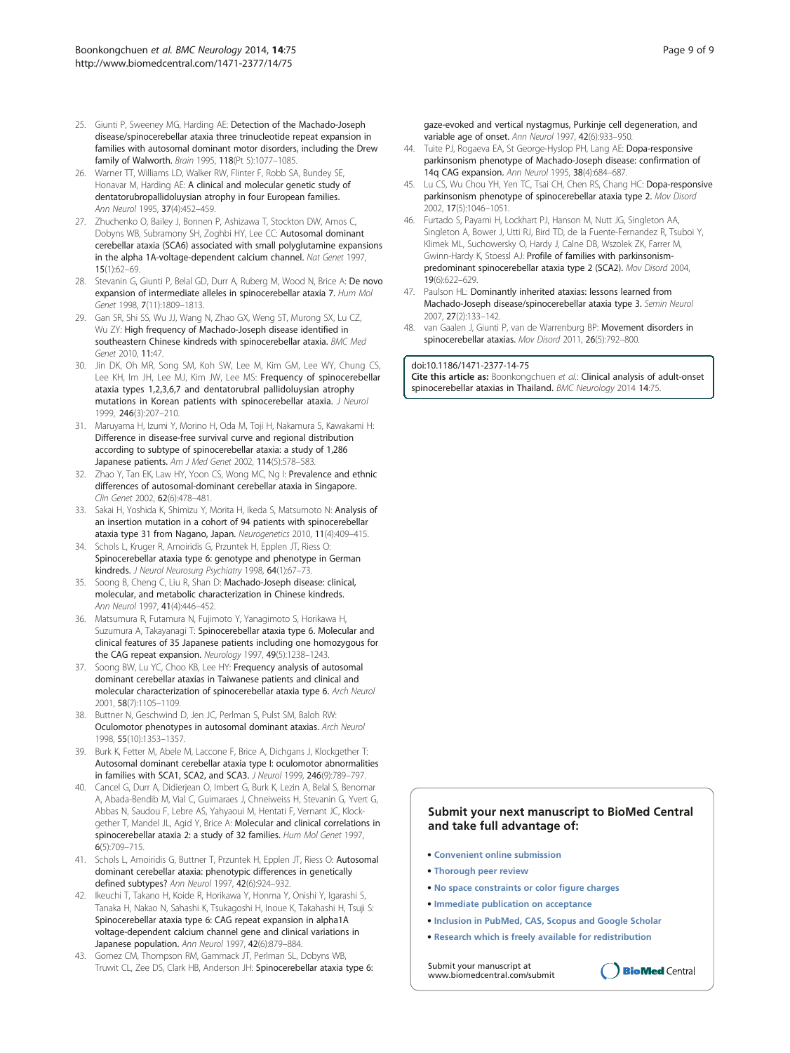25. Giunti P, Sweeney MG, Harding AE: Detection of the Machado-Joseph disease/spinocerebellar ataxia three trinucleotide repeat expansion in families with autosomal dominant motor disorders, including the Drew family of Walworth. *Brain* 1995, **118**(Pt 5):1077–1085.
26. Warner TT, Williams LD, Walker RW, Flinter F, Robb SA, Bundey SE, Honavar M, Harding AE: A clinical and molecular genetic study of dentatorubropallidoluysian atrophy in four European families. *Ann Neurol* 1995, **37**(4):452–459.
27. Zhuchenko O, Bailey J, Bonnen P, Ashizawa T, Stockton DW, Amos C, Dobyns WB, Subramony SH, Zoghbi HY, Lee CC: Autosomal dominant cerebellar ataxia (SCA6) associated with small polyglutamine expansions in the alpha 1A-voltage-dependent calcium channel. *Nat Genet* 1997, **15**(1):62–69.
28. Stevanin G, Giunti P, Belal GD, Durr A, Ruberg M, Wood N, Brice A: De novo expansion of intermediate alleles in spinocerebellar ataxia 7. *Hum Mol Genet* 1998, **7**(11):1809–1813.
29. Gan SR, Shi SS, Wu JJ, Wang N, Zhao GX, Weng ST, Murong SX, Lu CZ, Wu ZY: High frequency of Machado-Joseph disease identified in southeastern Chinese kindreds with spinocerebellar ataxia. *BMC Med Genet* 2010, **11**:47.
30. Jin DK, Oh MR, Song SM, Koh SW, Lee M, Kim GM, Lee WY, Chung CS, Lee KH, Im JH, Lee MJ, Kim JW, Lee MS: Frequency of spinocerebellar ataxia types 1,2,3,6,7 and dentatorubral pallidoluysian atrophy mutations in Korean patients with spinocerebellar ataxia. *J Neurol* 1999, **246**(3):207–210.
31. Maruyama H, Izumi Y, Morino H, Oda M, Toji H, Nakamura S, Kawakami H: Difference in disease-free survival curve and regional distribution according to subtype of spinocerebellar ataxia: a study of 1,286 Japanese patients. *Am J Med Genet* 2002, **114**(5):578–583.
32. Zhao Y, Tan EK, Law HY, Yoon CS, Wong MC, Ng I: Prevalence and ethnic differences of autosomal-dominant cerebellar ataxia in Singapore. *Clin Genet* 2002, **62**(6):478–481.
33. Sakai H, Yoshida K, Shimizu Y, Morita H, Ikeda S, Matsumoto N: Analysis of an insertion mutation in a cohort of 94 patients with spinocerebellar ataxia type 31 from Nagano, Japan. *Neurogenetics* 2010, **11**(4):409–415.
34. Schols L, Kruger R, Amoiridis G, Przuntek H, Epplen JT, Riess O: Spinocerebellar ataxia type 6: genotype and phenotype in German kindreds. *J Neurol Neurosurg Psychiatry* 1998, **64**(1):67–73.
35. Soong B, Cheng C, Liu R, Shan D: Machado-Joseph disease: clinical, molecular, and metabolic characterization in Chinese kindreds. *Ann Neurol* 1997, **41**(4):446–452.
36. Matsumura R, Futamura N, Fujimoto Y, Yanagimoto S, Horikawa H, Suzumura A, Takayanagi T: Spinocerebellar ataxia type 6. Molecular and clinical features of 35 Japanese patients including one homozygous for the CAG repeat expansion. *Neurology* 1997, **49**(5):1238–1243.
37. Soong BW, Lu YC, Choo KB, Lee HY: Frequency analysis of autosomal dominant cerebellar ataxias in Taiwanese patients and clinical and molecular characterization of spinocerebellar ataxia type 6. *Arch Neurol* 2001, **58**(7):1105–1109.
38. Buttner N, Geschwind D, Jen JC, Perlman S, Pulst SM, Baloh RW: Oculomotor phenotypes in autosomal dominant ataxias. *Arch Neurol* 1998, **55**(10):1353–1357.
39. Burk K, Fetter M, Abele M, Laccone F, Brice A, Dichgans J, Klockgether T: Autosomal dominant cerebellar ataxia type I: oculomotor abnormalities in families with SCA1, SCA2, and SCA3. *J Neurol* 1999, **246**(9):789–797.
40. Cancel G, Durr A, Didierjean O, Imbert G, Burk K, Lezin A, Belal S, Benomar A, Abada-Bendib M, Vial C, Guimaraes J, Chneiweiss H, Stevanin G, Yvert G, Abbas N, Saudou F, Lebre AS, Yahyaoui M, Hentati F, Vernant JC, Klockgether T, Mandel JL, Agid Y, Brice A: Molecular and clinical correlations in spinocerebellar ataxia 2: a study of 32 families. *Hum Mol Genet* 1997, **6**(5):709–715.
41. Schols L, Amoiridis G, Buttner T, Przuntek H, Epplen JT, Riess O: Autosomal dominant cerebellar ataxia: phenotypic differences in genetically defined subtypes? *Ann Neurol* 1997, **42**(6):924–932.
42. Ikeuchi T, Takano H, Koide R, Horikawa Y, Honma Y, Onishi Y, Igarashi S, Tanaka H, Nakao N, Sahashi K, Tsukagoshi H, Inoue K, Takahashi H, Tsuji S: Spinocerebellar ataxia type 6: CAG repeat expansion in alpha1A voltage-dependent calcium channel gene and clinical variations in Japanese population. *Ann Neurol* 1997, **42**(6):879–884.
43. Gomez CM, Thompson RM, Gammack JT, Perlman SL, Dobyns WB, Truwit CL, Zee DS, Clark HB, Anderson JH: Spinocerebellar ataxia type 6: gaze-evoked and vertical nystagmus, Purkinje cell degeneration, and variable age of onset. *Ann Neurol* 1997, **42**(6):933–950.
44. Tuite PJ, Rogaeva EA, St George-Hyslop PH, Lang AE: Dopa-responsive parkinsonism phenotype of Machado-Joseph disease: confirmation of 14q CAG expansion. *Ann Neurol* 1995, **38**(4):684–687.
45. Lu CS, Wu Chou YH, Yen TC, Tsai CH, Chen RS, Chang HC: Dopa-responsive parkinsonism phenotype of spinocerebellar ataxia type 2. *Mov Disord* 2002, **17**(5):1046–1051.
46. Furtado S, Payami H, Lockhart PJ, Hanson M, Nutt JG, Singleton AA, Singleton A, Bower J, Utti RJ, Bird TD, de la Fuente-Fernandez R, Tsuboi Y, Klimek ML, Suchowersky O, Hardy J, Calne DB, Wszolek ZK, Farrer M, Gwinn-Hardy K, Stoessl AJ: Profile of families with parkinsonism-predominant spinocerebellar ataxia type 2 (SCA2). *Mov Disord* 2004, **19**(6):622–629.
47. Paulson HL: Dominantly inherited ataxias: lessons learned from Machado-Joseph disease/spinocerebellar ataxia type 3. *Semin Neurol* 2007, **27**(2):133–142.
48. van Gaalen J, Giunti P, van de Warrenburg BP: Movement disorders in spinocerebellar ataxias. *Mov Disord* 2011, **26**(5):792–800.

doi:10.1186/1471-2377-14-75

**Cite this article as:** Boonkongchuen *et al.*: Clinical analysis of adult-onset spinocerebellar ataxias in Thailand. *BMC Neurology* 2014 **14**:75.